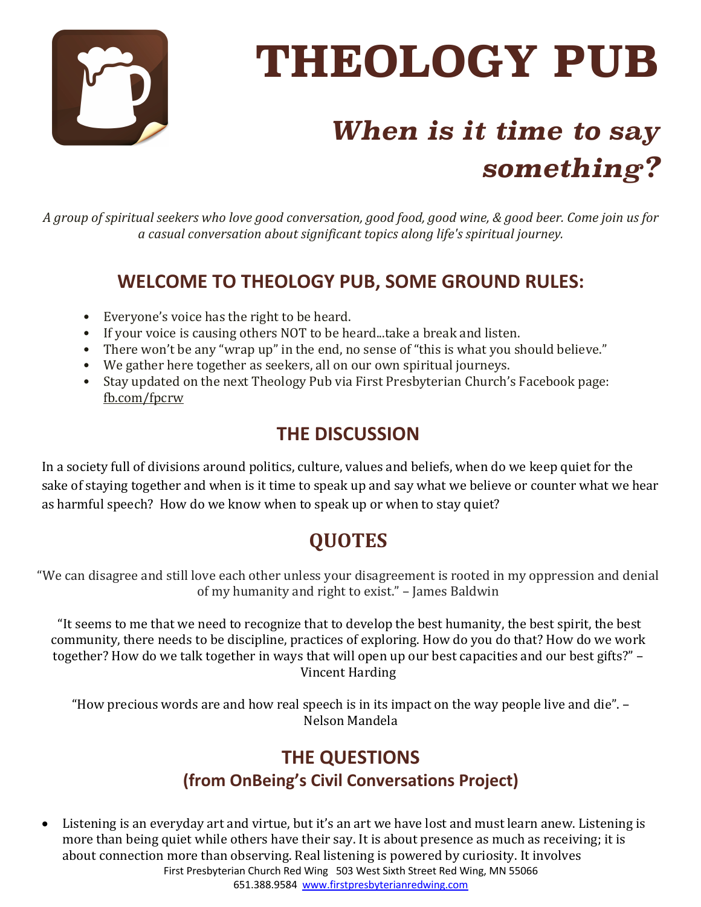# THEOLOGY PUB

## *When is it time to say something?*

*A group of spiritual seekers who love good conversation, good food, good wine, & good beer. Come join us for a casual conversation about significant topics along life's spiritual journey.*

## WELCOME TO THEOLOGY PUB, SOME GROUND RULES:

- Everyone's voice has the right to be heard.
- If your voice is causing others NOT to be heard...take a break and listen.
- There won't be any "wrap up" in the end, no sense of "this is what you should believe."
- We gather here together as seekers, all on our own spiritual journeys.
- Stay updated on the next Theology Pub via First Presbyterian Church's Facebook page: fb.com/fpcrw

## THE DISCUSSION

In a society full of divisions around politics, culture, values and beliefs, when do we keep quiet for the sake of staying together and when is it time to speak up and say what we believe or counter what we hear as harmful speech? How do we know when to speak up or when to stay quiet?

## QUOTES

"We can disagree and still love each other unless your disagreement is rooted in my oppression and denial of my humanity and right to exist." – James Baldwin

"It seems to me that we need to recognize that to develop the best humanity, the best spirit, the best community, there needs to be discipline, practices of exploring. How do you do that? How do we work together? How do we talk together in ways that will open up our best capacities and our best gifts?" – Vincent Harding

"How precious words are and how real speech is in its impact on the way people live and die". – Nelson Mandela

## THE QUESTIONS
### (from OnBeing's Civil Conversations Project)

- Listening is an everyday art and virtue, but it's an art we have lost and must learn anew. Listening is more than being quiet while others have their say. It is about presence as much as receiving; it is about connection more than observing. Real listening is powered by curiosity. It involves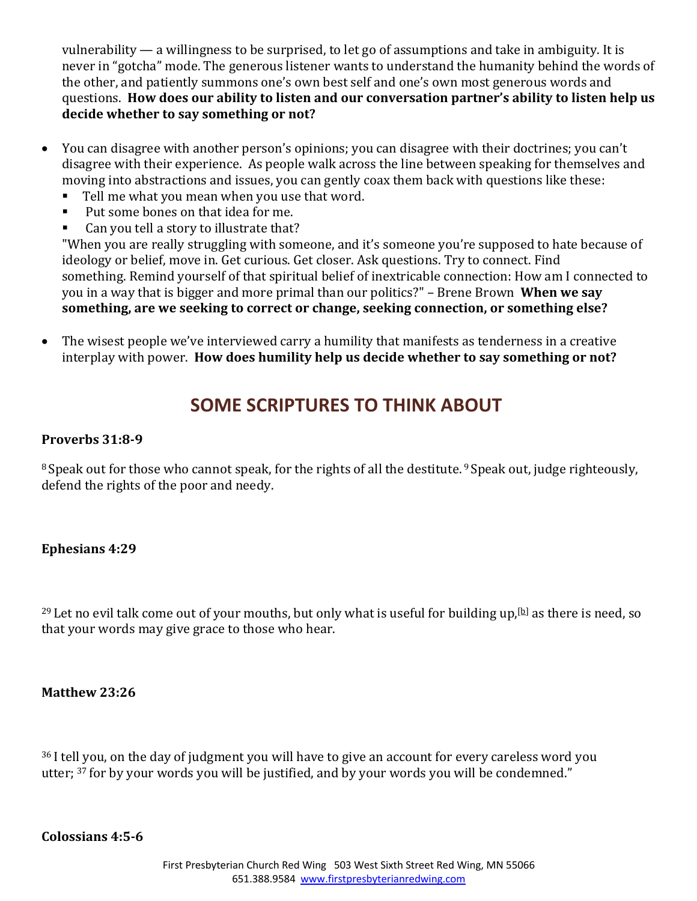vulnerability — a willingness to be surprised, to let go of assumptions and take in ambiguity. It is never in "gotcha" mode. The generous listener wants to understand the humanity behind the words of the other, and patiently summons one's own best self and one's own most generous words and questions. **How does our ability to listen and our conversation partner's ability to listen help us decide whether to say something or not?**

- You can disagree with another person's opinions; you can disagree with their doctrines; you can't disagree with their experience. As people walk across the line between speaking for themselves and moving into abstractions and issues, you can gently coax them back with questions like these:
  - Tell me what you mean when you use that word.
  - Put some bones on that idea for me.
  - Can you tell a story to illustrate that?

  "When you are really struggling with someone, and it's someone you're supposed to hate because of ideology or belief, move in. Get curious. Get closer. Ask questions. Try to connect. Find something. Remind yourself of that spiritual belief of inextricable connection: How am I connected to you in a way that is bigger and more primal than our politics?" – Brene Brown **When we say something, are we seeking to correct or change, seeking connection, or something else?**

- The wisest people we've interviewed carry a humility that manifests as tenderness in a creative interplay with power. **How does humility help us decide whether to say something or not?**

## SOME SCRIPTURES TO THINK ABOUT

**Proverbs 31:8-9**

[8] Speak out for those who cannot speak, for the rights of all the destitute. [9] Speak out, judge righteously, defend the rights of the poor and needy.

**Ephesians 4:29**

[29] Let no evil talk come out of your mouths, but only what is useful for building up,[b] as there is need, so that your words may give grace to those who hear.

**Matthew 23:26**

[36] I tell you, on the day of judgment you will have to give an account for every careless word you utter; [37] for by your words you will be justified, and by your words you will be condemned."

**Colossians 4:5-6**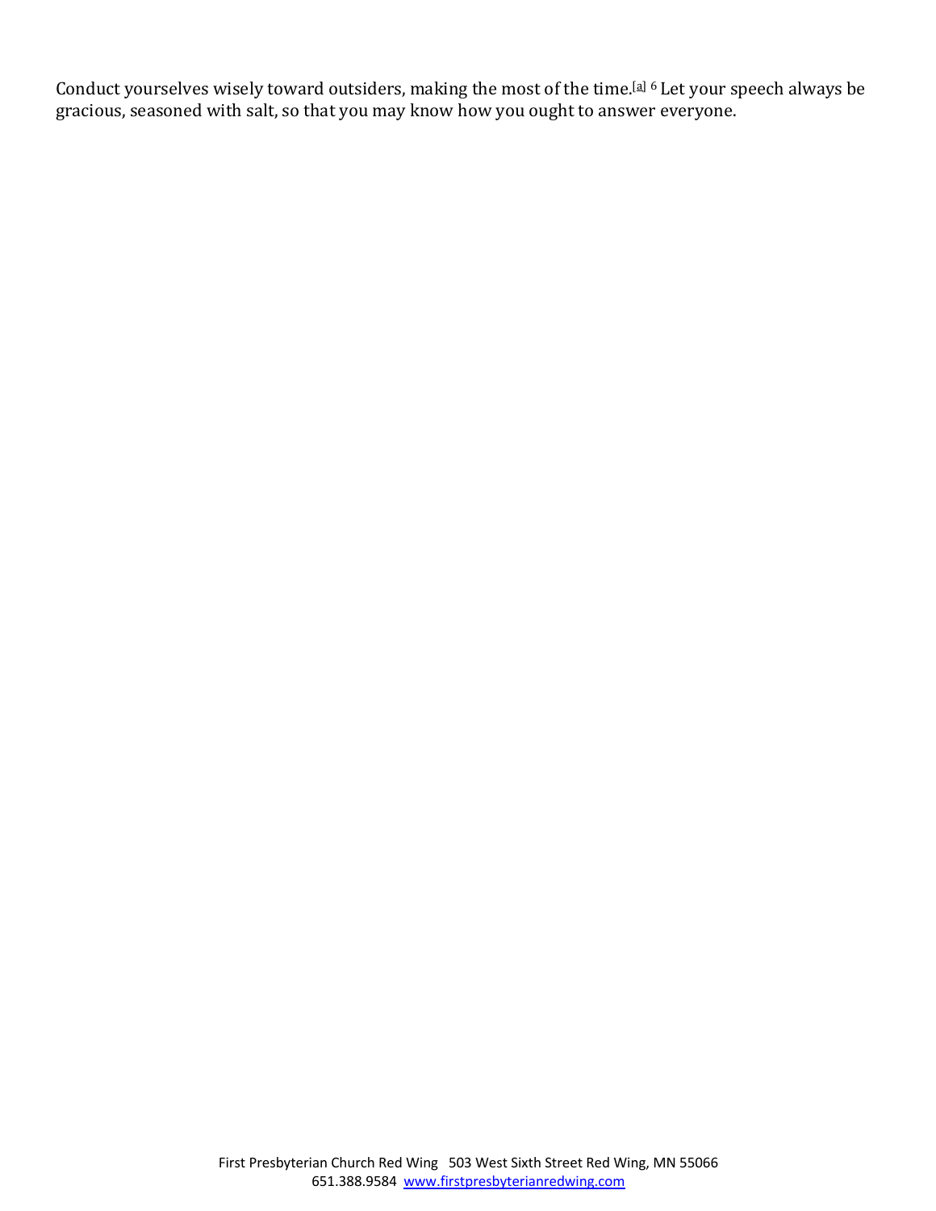Conduct yourselves wisely toward outsiders, making the most of the time.[a] 6 Let your speech always be gracious, seasoned with salt, so that you may know how you ought to answer everyone.